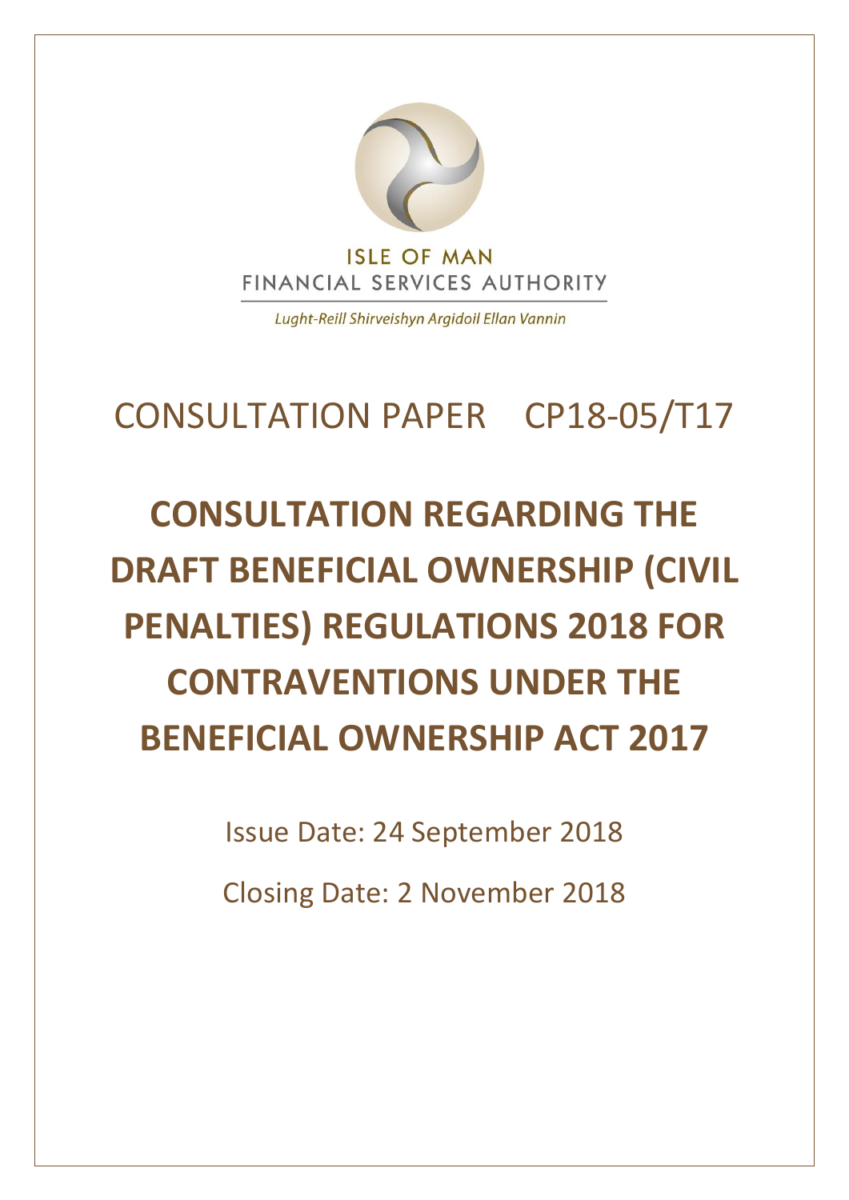ISLE OF MAN
FINANCIAL SERVICES AUTHORITY

*Lught-Reill Shirveishyn Argidoil Ellan Vannin*

# CONSULTATION PAPER CP18-05/T17

# CONSULTATION REGARDING THE DRAFT BENEFICIAL OWNERSHIP (CIVIL PENALTIES) REGULATIONS 2018 FOR CONTRAVENTIONS UNDER THE BENEFICIAL OWNERSHIP ACT 2017

Issue Date: 24 September 2018

Closing Date: 2 November 2018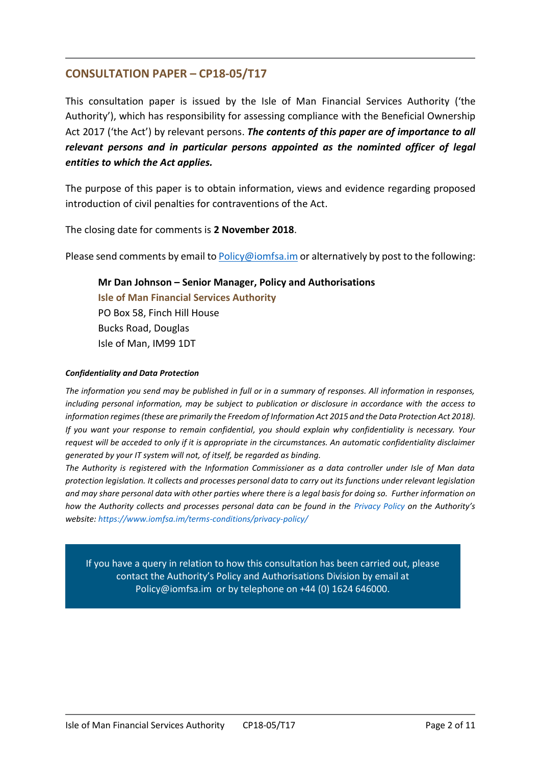## CONSULTATION PAPER – CP18-05/T17

This consultation paper is issued by the Isle of Man Financial Services Authority ('the Authority'), which has responsibility for assessing compliance with the Beneficial Ownership Act 2017 ('the Act') by relevant persons. ***The contents of this paper are of importance to all relevant persons and in particular persons appointed as the nominted officer of legal entities to which the Act applies.***

The purpose of this paper is to obtain information, views and evidence regarding proposed introduction of civil penalties for contraventions of the Act.

The closing date for comments is **2 November 2018**.

Please send comments by email to Policy@iomfsa.im or alternatively by post to the following:

> **Mr Dan Johnson – Senior Manager, Policy and Authorisations**
> **Isle of Man Financial Services Authority**
> PO Box 58, Finch Hill House
> Bucks Road, Douglas
> Isle of Man, IM99 1DT

***Confidentiality and Data Protection***

*The information you send may be published in full or in a summary of responses. All information in responses, including personal information, may be subject to publication or disclosure in accordance with the access to information regimes (these are primarily the Freedom of Information Act 2015 and the Data Protection Act 2018). If you want your response to remain confidential, you should explain why confidentiality is necessary. Your request will be acceded to only if it is appropriate in the circumstances. An automatic confidentiality disclaimer generated by your IT system will not, of itself, be regarded as binding.*

*The Authority is registered with the Information Commissioner as a data controller under Isle of Man data protection legislation. It collects and processes personal data to carry out its functions under relevant legislation and may share personal data with other parties where there is a legal basis for doing so. Further information on how the Authority collects and processes personal data can be found in the Privacy Policy on the Authority's website: https://www.iomfsa.im/terms-conditions/privacy-policy/*

If you have a query in relation to how this consultation has been carried out, please contact the Authority's Policy and Authorisations Division by email at Policy@iomfsa.im or by telephone on +44 (0) 1624 646000.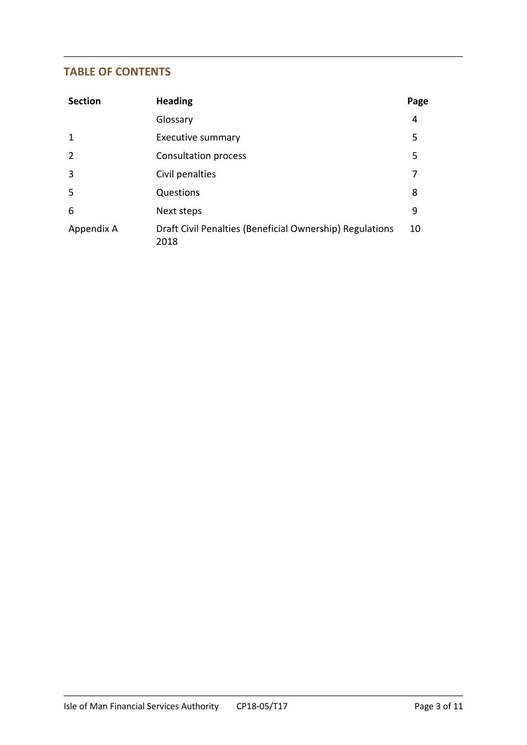## TABLE OF CONTENTS

| Section | Heading | Page |
|---|---|---|
| | Glossary | 4 |
| 1 | Executive summary | 5 |
| 2 | Consultation process | 5 |
| 3 | Civil penalties | 7 |
| 5 | Questions | 8 |
| 6 | Next steps | 9 |
| Appendix A | Draft Civil Penalties (Beneficial Ownership) Regulations 2018 | 10 |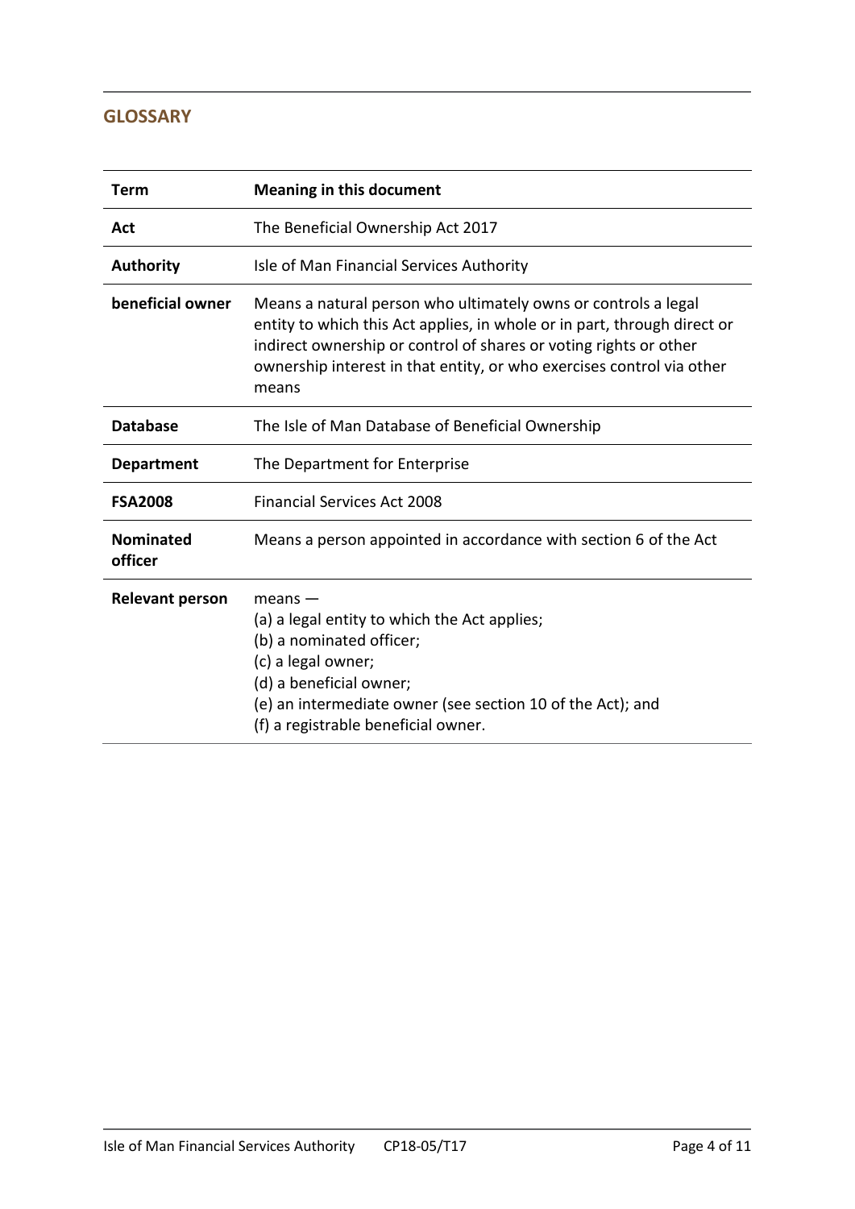## GLOSSARY

| Term | Meaning in this document |
|---|---|
| **Act** | The Beneficial Ownership Act 2017 |
| **Authority** | Isle of Man Financial Services Authority |
| **beneficial owner** | Means a natural person who ultimately owns or controls a legal entity to which this Act applies, in whole or in part, through direct or indirect ownership or control of shares or voting rights or other ownership interest in that entity, or who exercises control via other means |
| **Database** | The Isle of Man Database of Beneficial Ownership |
| **Department** | The Department for Enterprise |
| **FSA2008** | Financial Services Act 2008 |
| **Nominated officer** | Means a person appointed in accordance with section 6 of the Act |
| **Relevant person** | means — (a) a legal entity to which the Act applies; (b) a nominated officer; (c) a legal owner; (d) a beneficial owner; (e) an intermediate owner (see section 10 of the Act); and (f) a registrable beneficial owner. |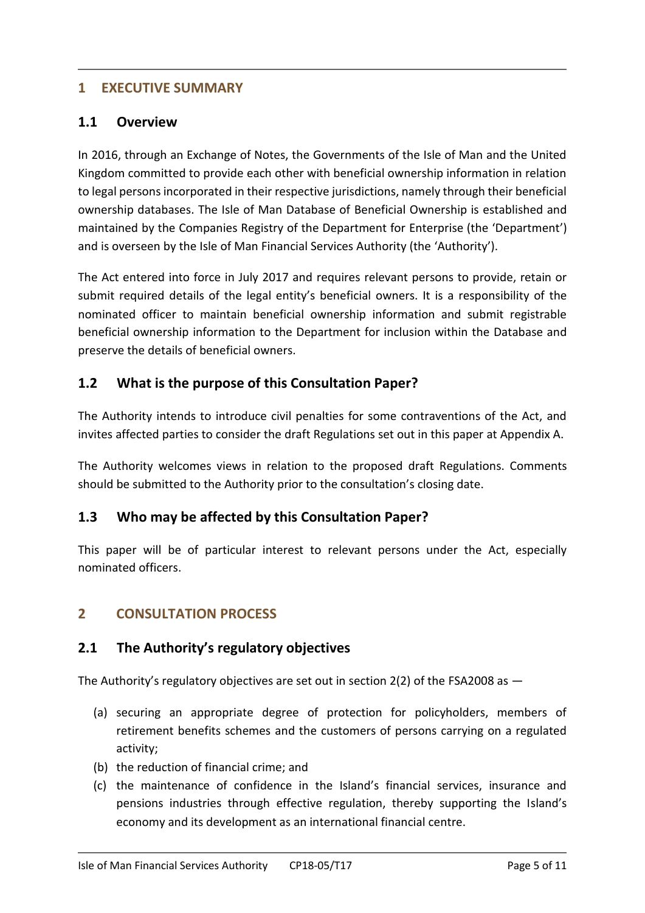## 1 EXECUTIVE SUMMARY

### 1.1 Overview

In 2016, through an Exchange of Notes, the Governments of the Isle of Man and the United Kingdom committed to provide each other with beneficial ownership information in relation to legal persons incorporated in their respective jurisdictions, namely through their beneficial ownership databases. The Isle of Man Database of Beneficial Ownership is established and maintained by the Companies Registry of the Department for Enterprise (the 'Department') and is overseen by the Isle of Man Financial Services Authority (the 'Authority').

The Act entered into force in July 2017 and requires relevant persons to provide, retain or submit required details of the legal entity's beneficial owners. It is a responsibility of the nominated officer to maintain beneficial ownership information and submit registrable beneficial ownership information to the Department for inclusion within the Database and preserve the details of beneficial owners.

### 1.2 What is the purpose of this Consultation Paper?

The Authority intends to introduce civil penalties for some contraventions of the Act, and invites affected parties to consider the draft Regulations set out in this paper at Appendix A.

The Authority welcomes views in relation to the proposed draft Regulations. Comments should be submitted to the Authority prior to the consultation's closing date.

### 1.3 Who may be affected by this Consultation Paper?

This paper will be of particular interest to relevant persons under the Act, especially nominated officers.

## 2 CONSULTATION PROCESS

### 2.1 The Authority's regulatory objectives

The Authority's regulatory objectives are set out in section 2(2) of the FSA2008 as —

(a) securing an appropriate degree of protection for policyholders, members of retirement benefits schemes and the customers of persons carrying on a regulated activity;

(b) the reduction of financial crime; and

(c) the maintenance of confidence in the Island's financial services, insurance and pensions industries through effective regulation, thereby supporting the Island's economy and its development as an international financial centre.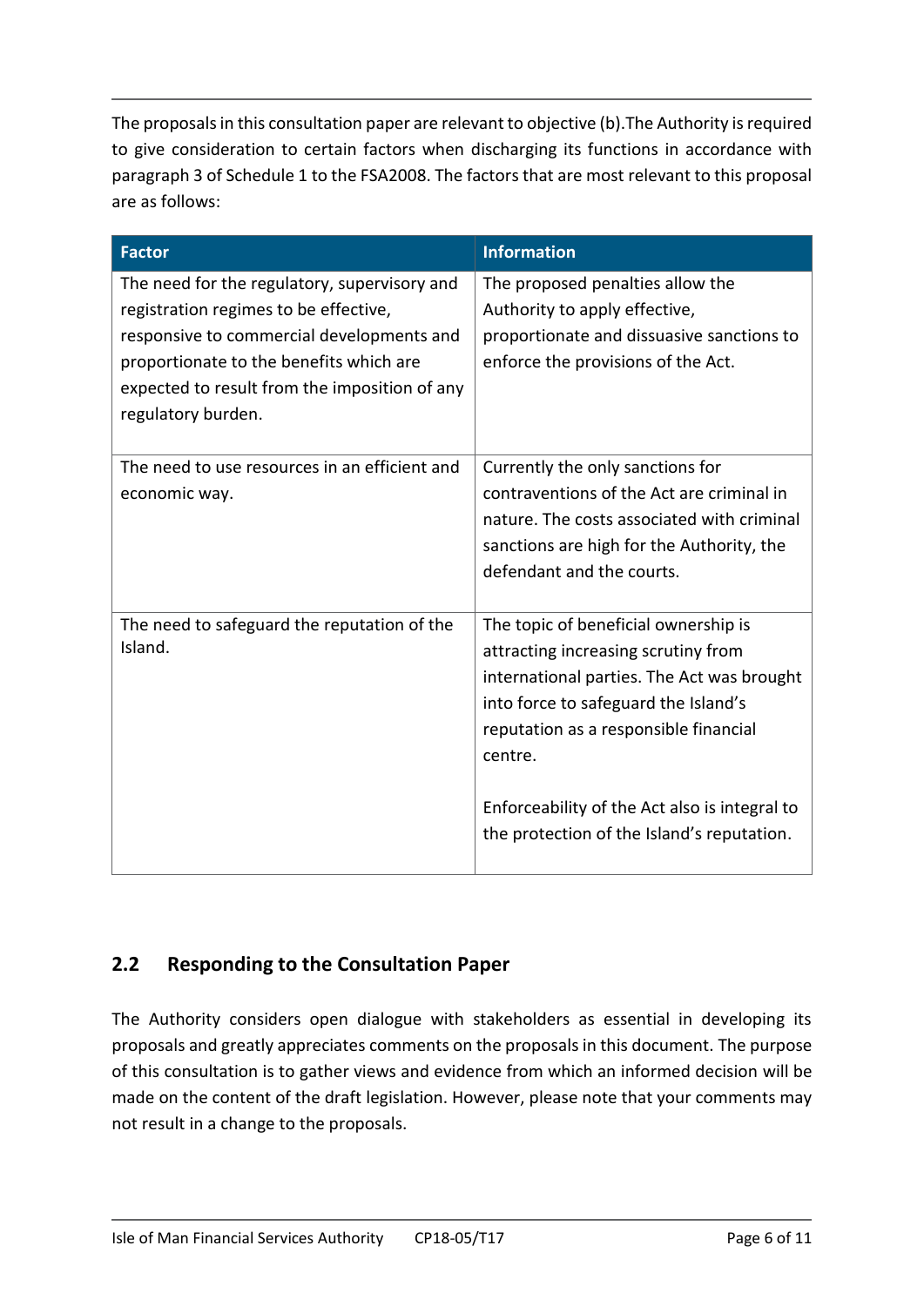The proposals in this consultation paper are relevant to objective (b).The Authority is required to give consideration to certain factors when discharging its functions in accordance with paragraph 3 of Schedule 1 to the FSA2008. The factors that are most relevant to this proposal are as follows:

| Factor | Information |
| --- | --- |
| The need for the regulatory, supervisory and registration regimes to be effective, responsive to commercial developments and proportionate to the benefits which are expected to result from the imposition of any regulatory burden. | The proposed penalties allow the Authority to apply effective, proportionate and dissuasive sanctions to enforce the provisions of the Act. |
| The need to use resources in an efficient and economic way. | Currently the only sanctions for contraventions of the Act are criminal in nature. The costs associated with criminal sanctions are high for the Authority, the defendant and the courts. |
| The need to safeguard the reputation of the Island. | The topic of beneficial ownership is attracting increasing scrutiny from international parties. The Act was brought into force to safeguard the Island's reputation as a responsible financial centre.<br><br>Enforceability of the Act also is integral to the protection of the Island's reputation. |

## 2.2 Responding to the Consultation Paper

The Authority considers open dialogue with stakeholders as essential in developing its proposals and greatly appreciates comments on the proposals in this document. The purpose of this consultation is to gather views and evidence from which an informed decision will be made on the content of the draft legislation. However, please note that your comments may not result in a change to the proposals.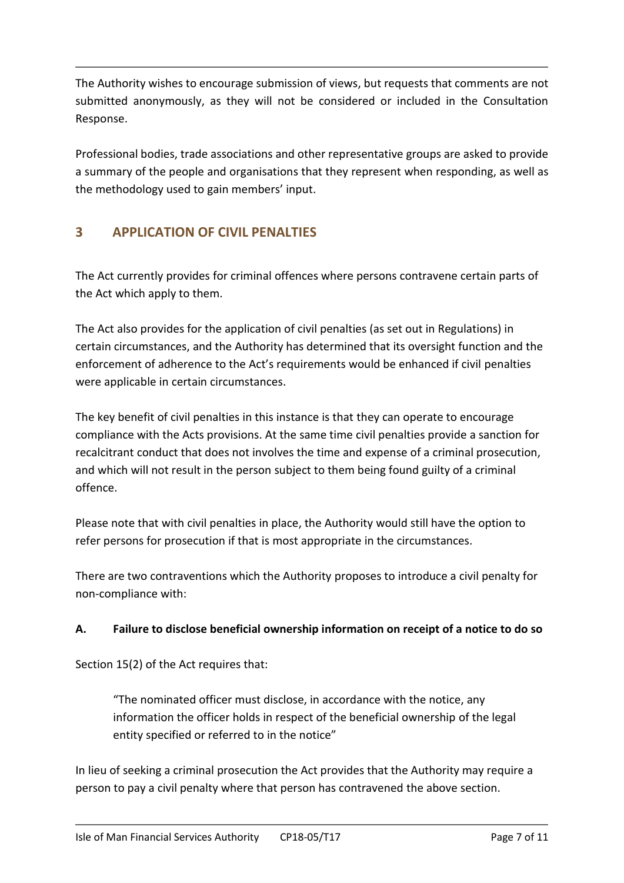The Authority wishes to encourage submission of views, but requests that comments are not submitted anonymously, as they will not be considered or included in the Consultation Response.

Professional bodies, trade associations and other representative groups are asked to provide a summary of the people and organisations that they represent when responding, as well as the methodology used to gain members' input.

## 3 APPLICATION OF CIVIL PENALTIES

The Act currently provides for criminal offences where persons contravene certain parts of the Act which apply to them.

The Act also provides for the application of civil penalties (as set out in Regulations) in certain circumstances, and the Authority has determined that its oversight function and the enforcement of adherence to the Act's requirements would be enhanced if civil penalties were applicable in certain circumstances.

The key benefit of civil penalties in this instance is that they can operate to encourage compliance with the Acts provisions. At the same time civil penalties provide a sanction for recalcitrant conduct that does not involves the time and expense of a criminal prosecution, and which will not result in the person subject to them being found guilty of a criminal offence.

Please note that with civil penalties in place, the Authority would still have the option to refer persons for prosecution if that is most appropriate in the circumstances.

There are two contraventions which the Authority proposes to introduce a civil penalty for non-compliance with:

### A. Failure to disclose beneficial ownership information on receipt of a notice to do so

Section 15(2) of the Act requires that:

> "The nominated officer must disclose, in accordance with the notice, any information the officer holds in respect of the beneficial ownership of the legal entity specified or referred to in the notice"

In lieu of seeking a criminal prosecution the Act provides that the Authority may require a person to pay a civil penalty where that person has contravened the above section.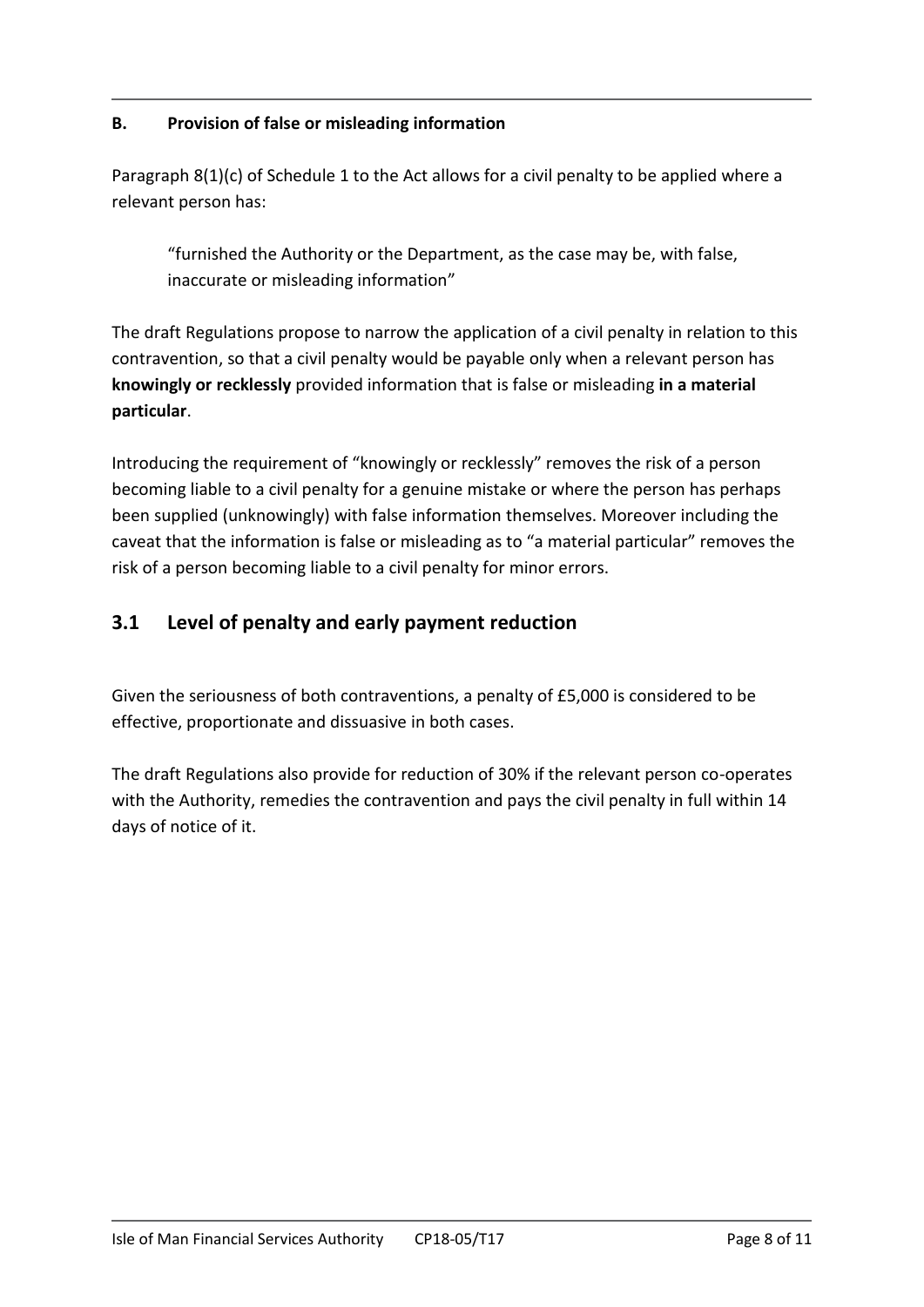**B. Provision of false or misleading information**

Paragraph 8(1)(c) of Schedule 1 to the Act allows for a civil penalty to be applied where a relevant person has:

> "furnished the Authority or the Department, as the case may be, with false, inaccurate or misleading information"

The draft Regulations propose to narrow the application of a civil penalty in relation to this contravention, so that a civil penalty would be payable only when a relevant person has **knowingly or recklessly** provided information that is false or misleading **in a material particular**.

Introducing the requirement of "knowingly or recklessly" removes the risk of a person becoming liable to a civil penalty for a genuine mistake or where the person has perhaps been supplied (unknowingly) with false information themselves. Moreover including the caveat that the information is false or misleading as to "a material particular" removes the risk of a person becoming liable to a civil penalty for minor errors.

## 3.1 Level of penalty and early payment reduction

Given the seriousness of both contraventions, a penalty of £5,000 is considered to be effective, proportionate and dissuasive in both cases.

The draft Regulations also provide for reduction of 30% if the relevant person co-operates with the Authority, remedies the contravention and pays the civil penalty in full within 14 days of notice of it.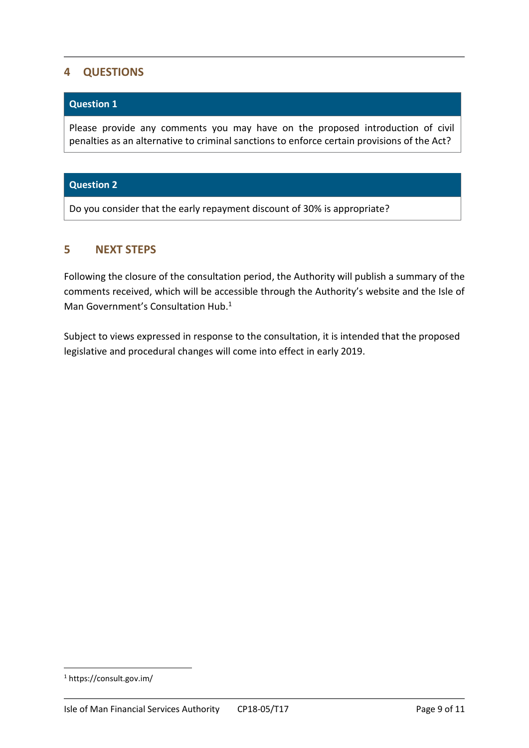## 4 QUESTIONS

| **Question 1** |
| --- |
| Please provide any comments you may have on the proposed introduction of civil penalties as an alternative to criminal sanctions to enforce certain provisions of the Act? |

| **Question 2** |
| --- |
| Do you consider that the early repayment discount of 30% is appropriate? |

## 5 NEXT STEPS

Following the closure of the consultation period, the Authority will publish a summary of the comments received, which will be accessible through the Authority's website and the Isle of Man Government's Consultation Hub.[1]

Subject to views expressed in response to the consultation, it is intended that the proposed legislative and procedural changes will come into effect in early 2019.

[1] https://consult.gov.im/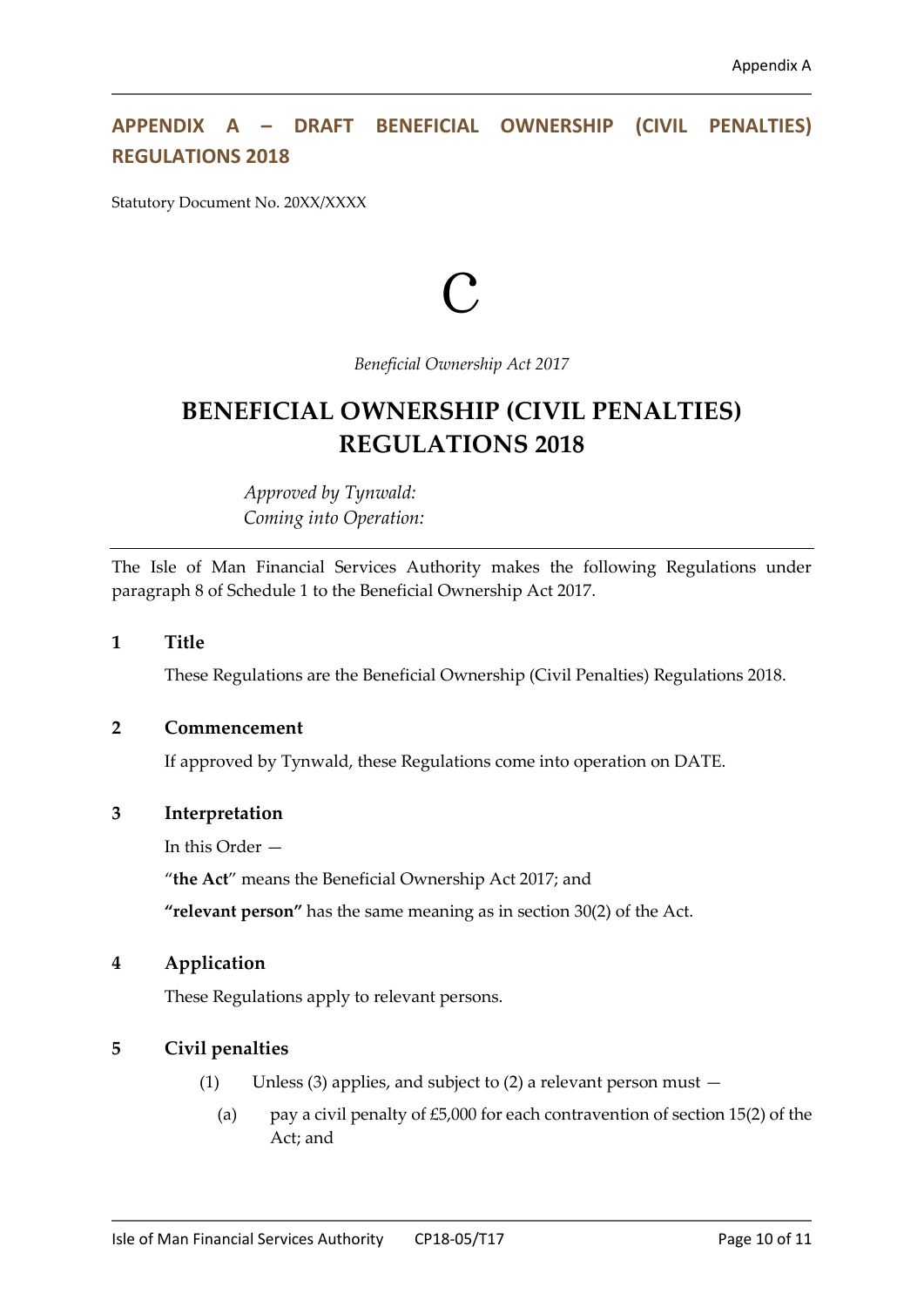## APPENDIX A – DRAFT BENEFICIAL OWNERSHIP (CIVIL PENALTIES) REGULATIONS 2018

Statutory Document No. 20XX/XXXX

C

*Beneficial Ownership Act 2017*

# BENEFICIAL OWNERSHIP (CIVIL PENALTIES) REGULATIONS 2018

*Approved by Tynwald:*
*Coming into Operation:*

---

The Isle of Man Financial Services Authority makes the following Regulations under paragraph 8 of Schedule 1 to the Beneficial Ownership Act 2017.

### 1 Title

These Regulations are the Beneficial Ownership (Civil Penalties) Regulations 2018.

### 2 Commencement

If approved by Tynwald, these Regulations come into operation on DATE.

### 3 Interpretation

In this Order —

"**the Act**" means the Beneficial Ownership Act 2017; and

**"relevant person"** has the same meaning as in section 30(2) of the Act.

### 4 Application

These Regulations apply to relevant persons.

### 5 Civil penalties

(1) Unless (3) applies, and subject to (2) a relevant person must —

(a) pay a civil penalty of £5,000 for each contravention of section 15(2) of the Act; and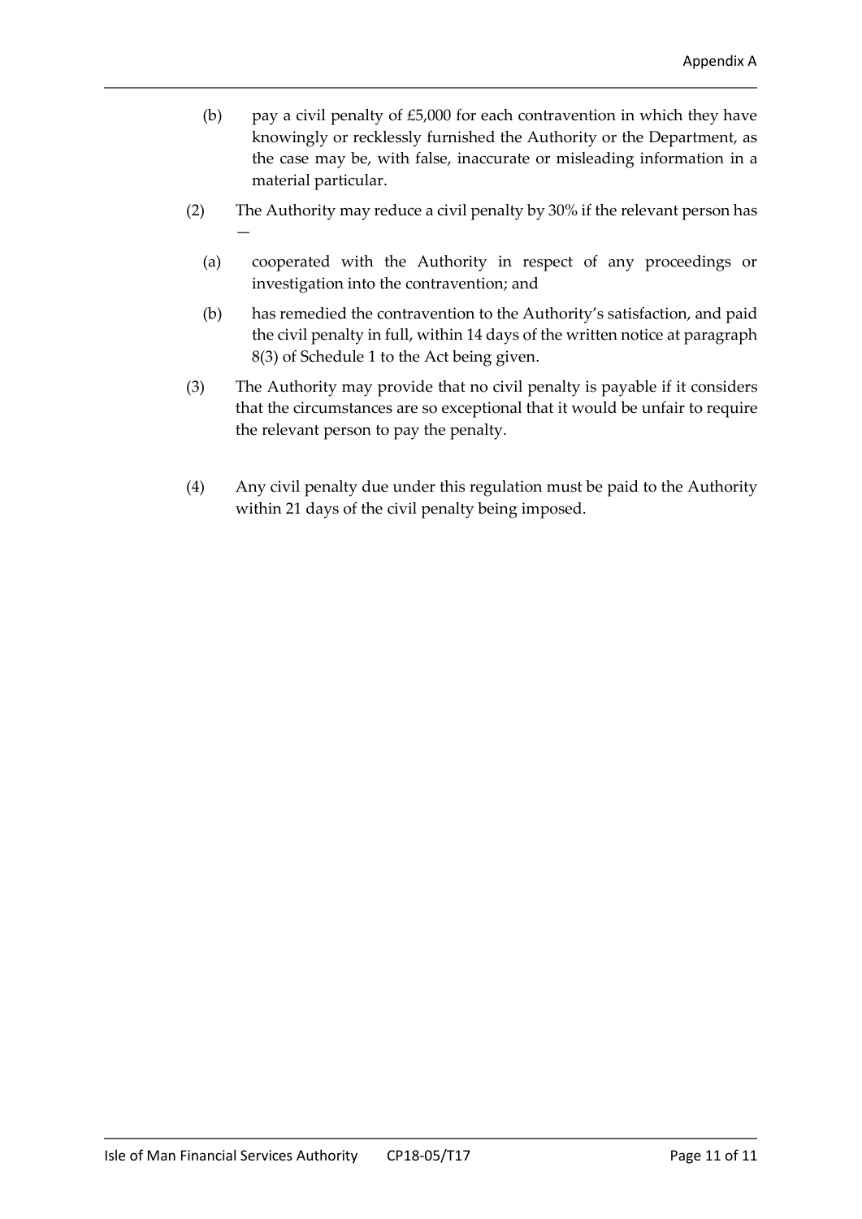(b) pay a civil penalty of £5,000 for each contravention in which they have knowingly or recklessly furnished the Authority or the Department, as the case may be, with false, inaccurate or misleading information in a material particular.

(2) The Authority may reduce a civil penalty by 30% if the relevant person has —

(a) cooperated with the Authority in respect of any proceedings or investigation into the contravention; and

(b) has remedied the contravention to the Authority's satisfaction, and paid the civil penalty in full, within 14 days of the written notice at paragraph 8(3) of Schedule 1 to the Act being given.

(3) The Authority may provide that no civil penalty is payable if it considers that the circumstances are so exceptional that it would be unfair to require the relevant person to pay the penalty.

(4) Any civil penalty due under this regulation must be paid to the Authority within 21 days of the civil penalty being imposed.